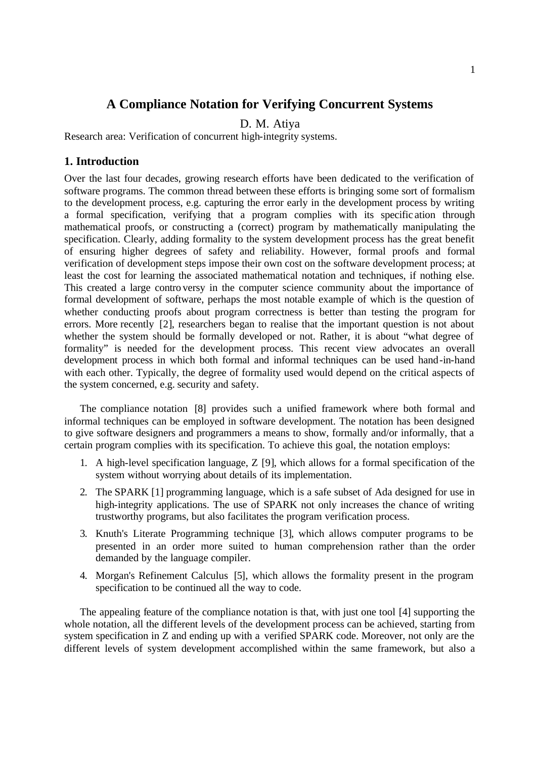# A Compliance Notation for Verifying Concurrent Systems

D. M. Atiya

Research area: Verification of concurrent high-integrity systems.

## 1. Introduction

Over the last four decades, growing research efforts have been dedicated to the verification of software programs. The common thread between these efforts is bringing some sort of formalism to the development process, e.g. capturing the error early in the development process by writing a formal specification, verifying that a program complies with its specification through mathematical proofs, or constructing a (correct) program by mathematically manipulating the specification. Clearly, adding formality to the system development process has the great benefit of ensuring higher degrees of safety and reliability. However, formal proofs and formal verification of development steps impose their own cost on the software development process; at least the cost for learning the associated mathematical notation and techniques, if nothing else. This created a large controversy in the computer science community about the importance of formal development of software, perhaps the most notable example of which is the question of whether conducting proofs about program correctness is better than testing the program for errors. More recently [2], researchers began to realise that the important question is not about whether the system should be formally developed or not. Rather, it is about "what degree of formality" is needed for the development process. This recent view advocates an overall development process in which both formal and informal techniques can be used hand-in-hand with each other. Typically, the degree of formality used would depend on the critical aspects of the system concerned, e.g. security and safety.

The compliance notation [8] provides such a unified framework where both formal and informal techniques can be employed in software development. The notation has been designed to give software designers and programmers a means to show, formally and/or informally, that a certain program complies with its specification. To achieve this goal, the notation employs:

1. A high-level specification language, Z [9], which allows for a formal specification of the system without worrying about details of its implementation.
2. The SPARK [1] programming language, which is a safe subset of Ada designed for use in high-integrity applications. The use of SPARK not only increases the chance of writing trustworthy programs, but also facilitates the program verification process.
3. Knuth's Literate Programming technique [3], which allows computer programs to be presented in an order more suited to human comprehension rather than the order demanded by the language compiler.
4. Morgan's Refinement Calculus [5], which allows the formality present in the program specification to be continued all the way to code.

The appealing feature of the compliance notation is that, with just one tool [4] supporting the whole notation, all the different levels of the development process can be achieved, starting from system specification in Z and ending up with a verified SPARK code. Moreover, not only are the different levels of system development accomplished within the same framework, but also a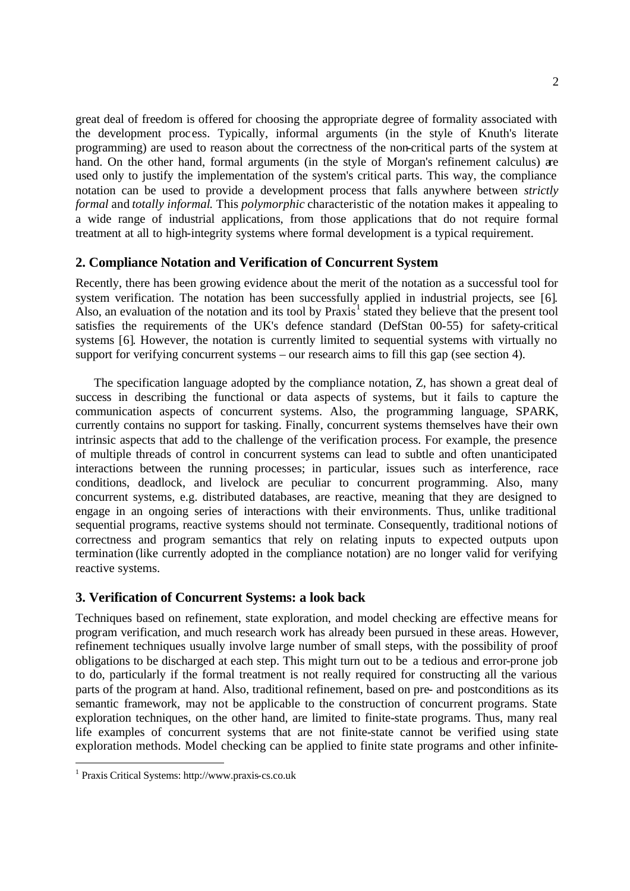great deal of freedom is offered for choosing the appropriate degree of formality associated with the development process. Typically, informal arguments (in the style of Knuth's literate programming) are used to reason about the correctness of the non-critical parts of the system at hand. On the other hand, formal arguments (in the style of Morgan's refinement calculus) are used only to justify the implementation of the system's critical parts. This way, the compliance notation can be used to provide a development process that falls anywhere between *strictly formal* and *totally informal*. This *polymorphic* characteristic of the notation makes it appealing to a wide range of industrial applications, from those applications that do not require formal treatment at all to high-integrity systems where formal development is a typical requirement.

## 2. Compliance Notation and Verification of Concurrent System

Recently, there has been growing evidence about the merit of the notation as a successful tool for system verification. The notation has been successfully applied in industrial projects, see [6]. Also, an evaluation of the notation and its tool by Praxis[1] stated they believe that the present tool satisfies the requirements of the UK's defence standard (DefStan 00-55) for safety-critical systems [6]. However, the notation is currently limited to sequential systems with virtually no support for verifying concurrent systems – our research aims to fill this gap (see section 4).

The specification language adopted by the compliance notation, Z, has shown a great deal of success in describing the functional or data aspects of systems, but it fails to capture the communication aspects of concurrent systems. Also, the programming language, SPARK, currently contains no support for tasking. Finally, concurrent systems themselves have their own intrinsic aspects that add to the challenge of the verification process. For example, the presence of multiple threads of control in concurrent systems can lead to subtle and often unanticipated interactions between the running processes; in particular, issues such as interference, race conditions, deadlock, and livelock are peculiar to concurrent programming. Also, many concurrent systems, e.g. distributed databases, are reactive, meaning that they are designed to engage in an ongoing series of interactions with their environments. Thus, unlike traditional sequential programs, reactive systems should not terminate. Consequently, traditional notions of correctness and program semantics that rely on relating inputs to expected outputs upon termination (like currently adopted in the compliance notation) are no longer valid for verifying reactive systems.

## 3. Verification of Concurrent Systems: a look back

Techniques based on refinement, state exploration, and model checking are effective means for program verification, and much research work has already been pursued in these areas. However, refinement techniques usually involve large number of small steps, with the possibility of proof obligations to be discharged at each step. This might turn out to be a tedious and error-prone job to do, particularly if the formal treatment is not really required for constructing all the various parts of the program at hand. Also, traditional refinement, based on pre- and postconditions as its semantic framework, may not be applicable to the construction of concurrent programs. State exploration techniques, on the other hand, are limited to finite-state programs. Thus, many real life examples of concurrent systems that are not finite-state cannot be verified using state exploration methods. Model checking can be applied to finite state programs and other infinite-

[1] Praxis Critical Systems: http://www.praxis-cs.co.uk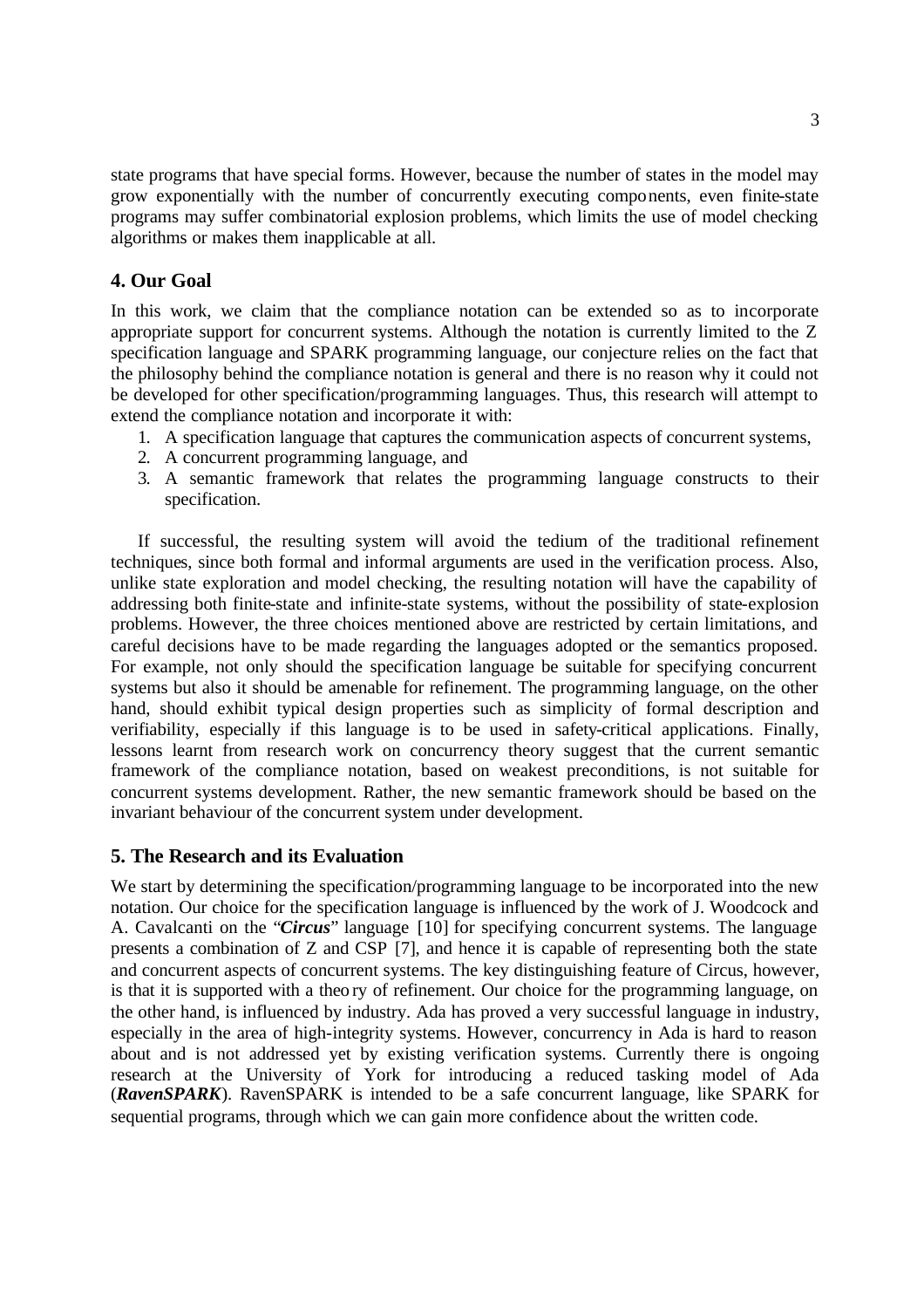state programs that have special forms. However, because the number of states in the model may grow exponentially with the number of concurrently executing components, even finite-state programs may suffer combinatorial explosion problems, which limits the use of model checking algorithms or makes them inapplicable at all.

## 4. Our Goal

In this work, we claim that the compliance notation can be extended so as to incorporate appropriate support for concurrent systems. Although the notation is currently limited to the Z specification language and SPARK programming language, our conjecture relies on the fact that the philosophy behind the compliance notation is general and there is no reason why it could not be developed for other specification/programming languages. Thus, this research will attempt to extend the compliance notation and incorporate it with:

1. A specification language that captures the communication aspects of concurrent systems,
2. A concurrent programming language, and
3. A semantic framework that relates the programming language constructs to their specification.

If successful, the resulting system will avoid the tedium of the traditional refinement techniques, since both formal and informal arguments are used in the verification process. Also, unlike state exploration and model checking, the resulting notation will have the capability of addressing both finite-state and infinite-state systems, without the possibility of state-explosion problems. However, the three choices mentioned above are restricted by certain limitations, and careful decisions have to be made regarding the languages adopted or the semantics proposed. For example, not only should the specification language be suitable for specifying concurrent systems but also it should be amenable for refinement. The programming language, on the other hand, should exhibit typical design properties such as simplicity of formal description and verifiability, especially if this language is to be used in safety-critical applications. Finally, lessons learnt from research work on concurrency theory suggest that the current semantic framework of the compliance notation, based on weakest preconditions, is not suitable for concurrent systems development. Rather, the new semantic framework should be based on the invariant behaviour of the concurrent system under development.

## 5. The Research and its Evaluation

We start by determining the specification/programming language to be incorporated into the new notation. Our choice for the specification language is influenced by the work of J. Woodcock and A. Cavalcanti on the "***Circus***" language [10] for specifying concurrent systems. The language presents a combination of Z and CSP [7], and hence it is capable of representing both the state and concurrent aspects of concurrent systems. The key distinguishing feature of Circus, however, is that it is supported with a theory of refinement. Our choice for the programming language, on the other hand, is influenced by industry. Ada has proved a very successful language in industry, especially in the area of high-integrity systems. However, concurrency in Ada is hard to reason about and is not addressed yet by existing verification systems. Currently there is ongoing research at the University of York for introducing a reduced tasking model of Ada (***RavenSPARK***). RavenSPARK is intended to be a safe concurrent language, like SPARK for sequential programs, through which we can gain more confidence about the written code.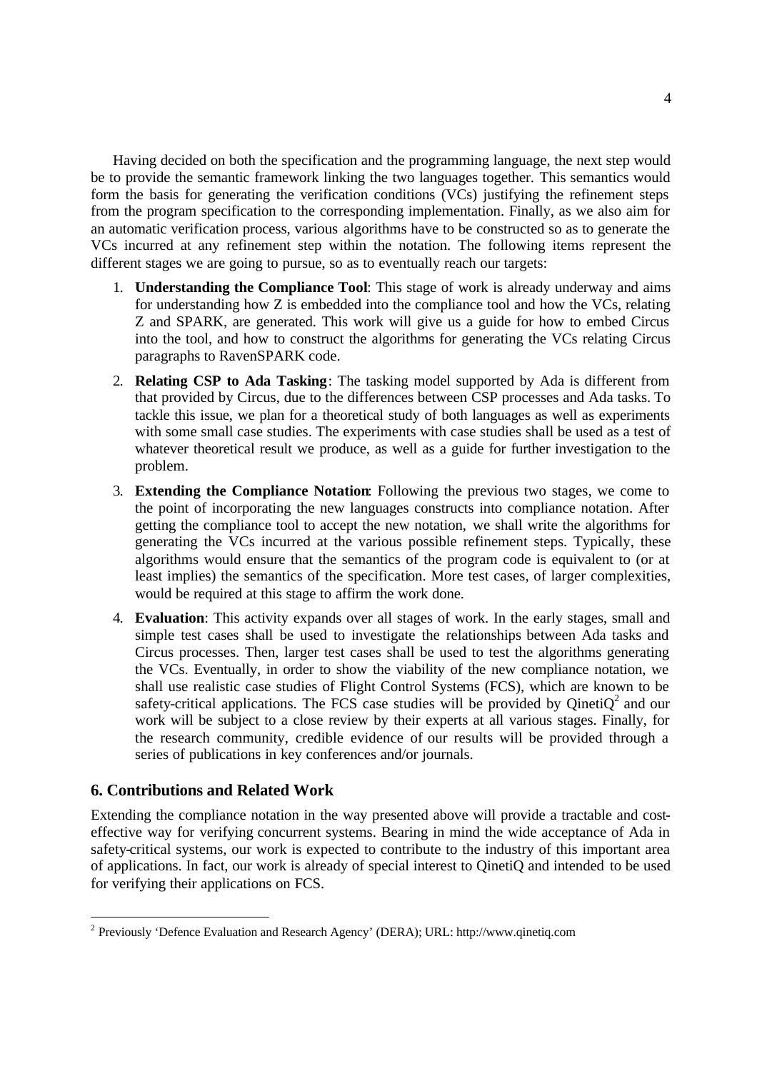Having decided on both the specification and the programming language, the next step would be to provide the semantic framework linking the two languages together. This semantics would form the basis for generating the verification conditions (VCs) justifying the refinement steps from the program specification to the corresponding implementation. Finally, as we also aim for an automatic verification process, various algorithms have to be constructed so as to generate the VCs incurred at any refinement step within the notation. The following items represent the different stages we are going to pursue, so as to eventually reach our targets:

1. **Understanding the Compliance Tool**: This stage of work is already underway and aims for understanding how Z is embedded into the compliance tool and how the VCs, relating Z and SPARK, are generated. This work will give us a guide for how to embed Circus into the tool, and how to construct the algorithms for generating the VCs relating Circus paragraphs to RavenSPARK code.
2. **Relating CSP to Ada Tasking**: The tasking model supported by Ada is different from that provided by Circus, due to the differences between CSP processes and Ada tasks. To tackle this issue, we plan for a theoretical study of both languages as well as experiments with some small case studies. The experiments with case studies shall be used as a test of whatever theoretical result we produce, as well as a guide for further investigation to the problem.
3. **Extending the Compliance Notation**: Following the previous two stages, we come to the point of incorporating the new languages constructs into compliance notation. After getting the compliance tool to accept the new notation, we shall write the algorithms for generating the VCs incurred at the various possible refinement steps. Typically, these algorithms would ensure that the semantics of the program code is equivalent to (or at least implies) the semantics of the specification. More test cases, of larger complexities, would be required at this stage to affirm the work done.
4. **Evaluation**: This activity expands over all stages of work. In the early stages, small and simple test cases shall be used to investigate the relationships between Ada tasks and Circus processes. Then, larger test cases shall be used to test the algorithms generating the VCs. Eventually, in order to show the viability of the new compliance notation, we shall use realistic case studies of Flight Control Systems (FCS), which are known to be safety-critical applications. The FCS case studies will be provided by QinetiQ[2] and our work will be subject to a close review by their experts at all various stages. Finally, for the research community, credible evidence of our results will be provided through a series of publications in key conferences and/or journals.

## 6. Contributions and Related Work

Extending the compliance notation in the way presented above will provide a tractable and cost-effective way for verifying concurrent systems. Bearing in mind the wide acceptance of Ada in safety-critical systems, our work is expected to contribute to the industry of this important area of applications. In fact, our work is already of special interest to QinetiQ and intended to be used for verifying their applications on FCS.

---

[2] Previously 'Defence Evaluation and Research Agency' (DERA); URL: http://www.qinetiq.com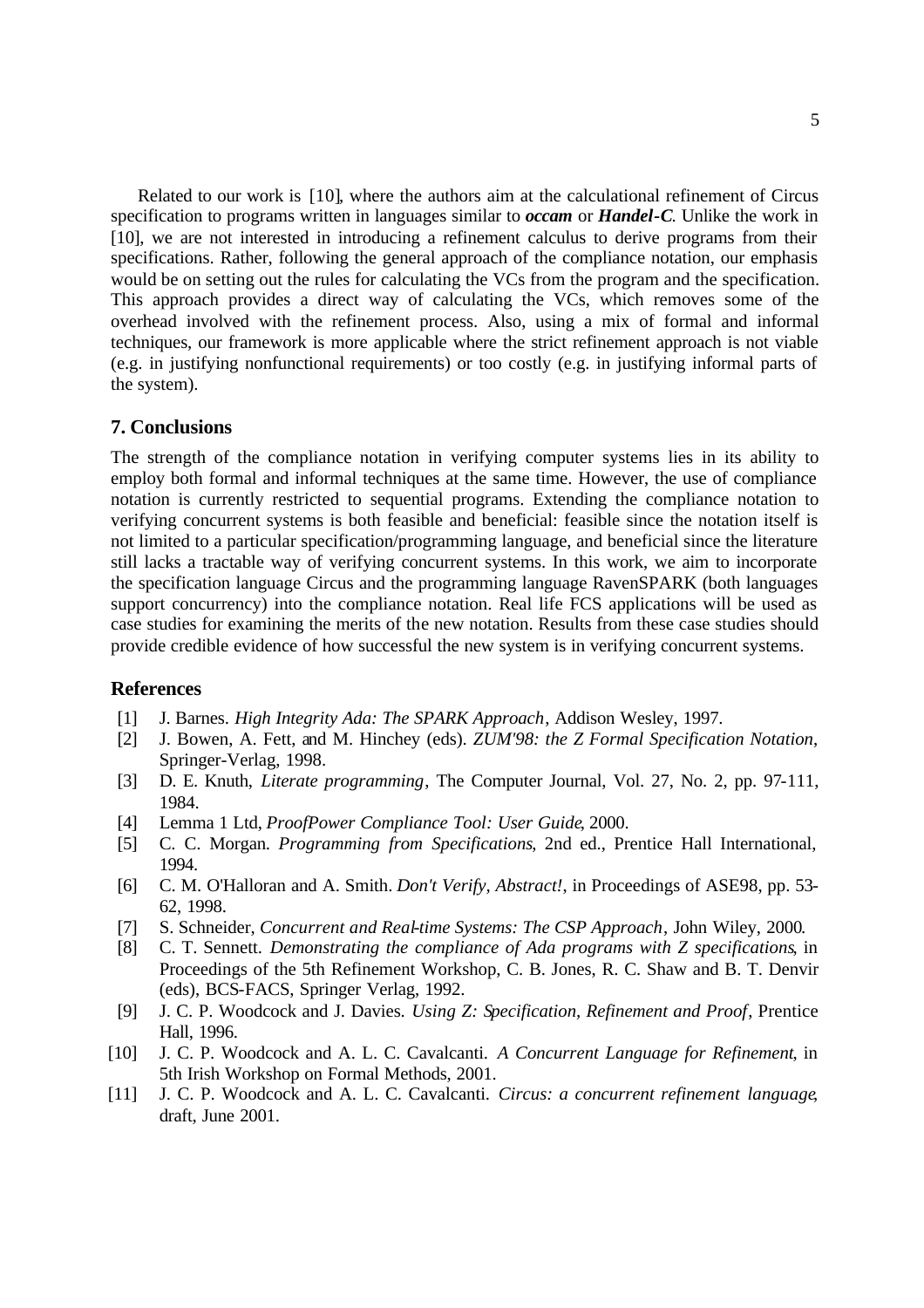Related to our work is [10], where the authors aim at the calculational refinement of Circus specification to programs written in languages similar to ***occam*** or ***Handel-C***. Unlike the work in [10], we are not interested in introducing a refinement calculus to derive programs from their specifications. Rather, following the general approach of the compliance notation, our emphasis would be on setting out the rules for calculating the VCs from the program and the specification. This approach provides a direct way of calculating the VCs, which removes some of the overhead involved with the refinement process. Also, using a mix of formal and informal techniques, our framework is more applicable where the strict refinement approach is not viable (e.g. in justifying nonfunctional requirements) or too costly (e.g. in justifying informal parts of the system).

## 7. Conclusions

The strength of the compliance notation in verifying computer systems lies in its ability to employ both formal and informal techniques at the same time. However, the use of compliance notation is currently restricted to sequential programs. Extending the compliance notation to verifying concurrent systems is both feasible and beneficial: feasible since the notation itself is not limited to a particular specification/programming language, and beneficial since the literature still lacks a tractable way of verifying concurrent systems. In this work, we aim to incorporate the specification language Circus and the programming language RavenSPARK (both languages support concurrency) into the compliance notation. Real life FCS applications will be used as case studies for examining the merits of the new notation. Results from these case studies should provide credible evidence of how successful the new system is in verifying concurrent systems.

## References

[1] J. Barnes. *High Integrity Ada: The SPARK Approach*, Addison Wesley, 1997.

[2] J. Bowen, A. Fett, and M. Hinchey (eds). *ZUM'98: the Z Formal Specification Notation*, Springer-Verlag, 1998.

[3] D. E. Knuth, *Literate programming*, The Computer Journal, Vol. 27, No. 2, pp. 97-111, 1984.

[4] Lemma 1 Ltd, *ProofPower Compliance Tool: User Guide*, 2000.

[5] C. C. Morgan. *Programming from Specifications*, 2nd ed., Prentice Hall International, 1994.

[6] C. M. O'Halloran and A. Smith. *Don't Verify, Abstract!*, in Proceedings of ASE98, pp. 53-62, 1998.

[7] S. Schneider, *Concurrent and Real-time Systems: The CSP Approach*, John Wiley, 2000.

[8] C. T. Sennett. *Demonstrating the compliance of Ada programs with Z specifications*, in Proceedings of the 5th Refinement Workshop, C. B. Jones, R. C. Shaw and B. T. Denvir (eds), BCS-FACS, Springer Verlag, 1992.

[9] J. C. P. Woodcock and J. Davies. *Using Z: Specification, Refinement and Proof*, Prentice Hall, 1996.

[10] J. C. P. Woodcock and A. L. C. Cavalcanti. *A Concurrent Language for Refinement*, in 5th Irish Workshop on Formal Methods, 2001.

[11] J. C. P. Woodcock and A. L. C. Cavalcanti. *Circus: a concurrent refinement language*, draft, June 2001.